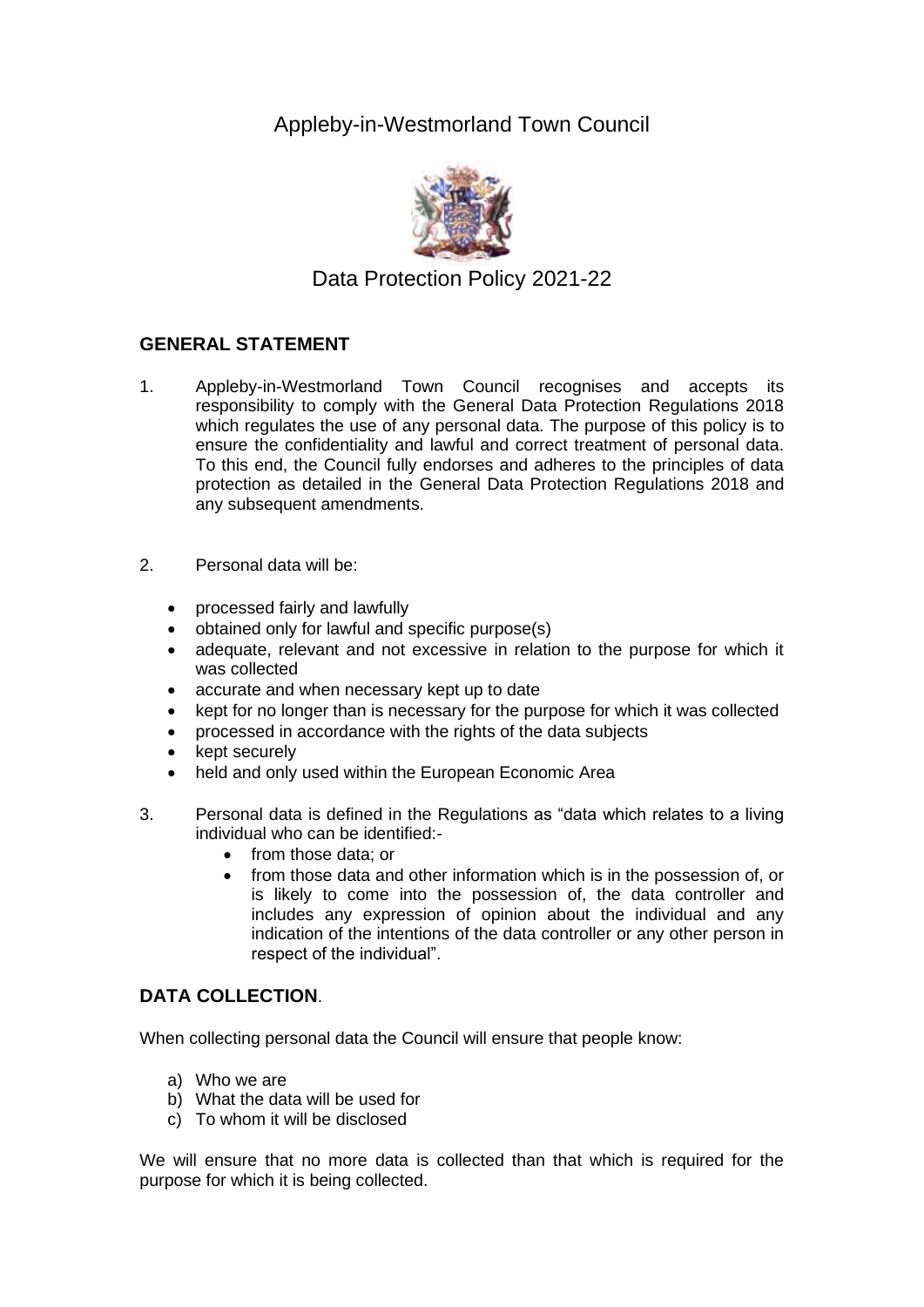# Appleby-in-Westmorland Town Council

## Data Protection Policy 2021-22

### GENERAL STATEMENT

1. Appleby-in-Westmorland Town Council recognises and accepts its responsibility to comply with the General Data Protection Regulations 2018 which regulates the use of any personal data. The purpose of this policy is to ensure the confidentiality and lawful and correct treatment of personal data. To this end, the Council fully endorses and adheres to the principles of data protection as detailed in the General Data Protection Regulations 2018 and any subsequent amendments.

2. Personal data will be:

   - processed fairly and lawfully
   - obtained only for lawful and specific purpose(s)
   - adequate, relevant and not excessive in relation to the purpose for which it was collected
   - accurate and when necessary kept up to date
   - kept for no longer than is necessary for the purpose for which it was collected
   - processed in accordance with the rights of the data subjects
   - kept securely
   - held and only used within the European Economic Area

3. Personal data is defined in the Regulations as "data which relates to a living individual who can be identified:-
   - from those data; or
   - from those data and other information which is in the possession of, or is likely to come into the possession of, the data controller and includes any expression of opinion about the individual and any indication of the intentions of the data controller or any other person in respect of the individual".

### DATA COLLECTION.

When collecting personal data the Council will ensure that people know:

a) Who we are
b) What the data will be used for
c) To whom it will be disclosed

We will ensure that no more data is collected than that which is required for the purpose for which it is being collected.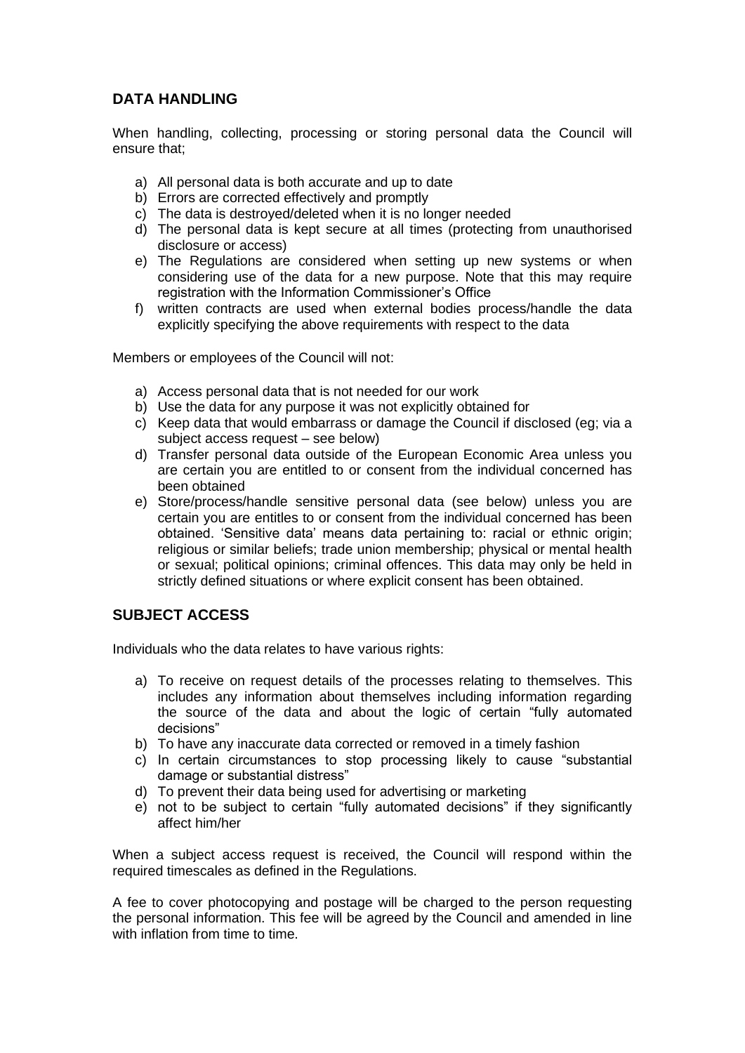## DATA HANDLING

When handling, collecting, processing or storing personal data the Council will ensure that;

a) All personal data is both accurate and up to date
b) Errors are corrected effectively and promptly
c) The data is destroyed/deleted when it is no longer needed
d) The personal data is kept secure at all times (protecting from unauthorised disclosure or access)
e) The Regulations are considered when setting up new systems or when considering use of the data for a new purpose. Note that this may require registration with the Information Commissioner's Office
f) written contracts are used when external bodies process/handle the data explicitly specifying the above requirements with respect to the data

Members or employees of the Council will not:

a) Access personal data that is not needed for our work
b) Use the data for any purpose it was not explicitly obtained for
c) Keep data that would embarrass or damage the Council if disclosed (eg; via a subject access request – see below)
d) Transfer personal data outside of the European Economic Area unless you are certain you are entitled to or consent from the individual concerned has been obtained
e) Store/process/handle sensitive personal data (see below) unless you are certain you are entitles to or consent from the individual concerned has been obtained. 'Sensitive data' means data pertaining to: racial or ethnic origin; religious or similar beliefs; trade union membership; physical or mental health or sexual; political opinions; criminal offences. This data may only be held in strictly defined situations or where explicit consent has been obtained.

## SUBJECT ACCESS

Individuals who the data relates to have various rights:

a) To receive on request details of the processes relating to themselves. This includes any information about themselves including information regarding the source of the data and about the logic of certain "fully automated decisions"
b) To have any inaccurate data corrected or removed in a timely fashion
c) In certain circumstances to stop processing likely to cause "substantial damage or substantial distress"
d) To prevent their data being used for advertising or marketing
e) not to be subject to certain "fully automated decisions" if they significantly affect him/her

When a subject access request is received, the Council will respond within the required timescales as defined in the Regulations.

A fee to cover photocopying and postage will be charged to the person requesting the personal information. This fee will be agreed by the Council and amended in line with inflation from time to time.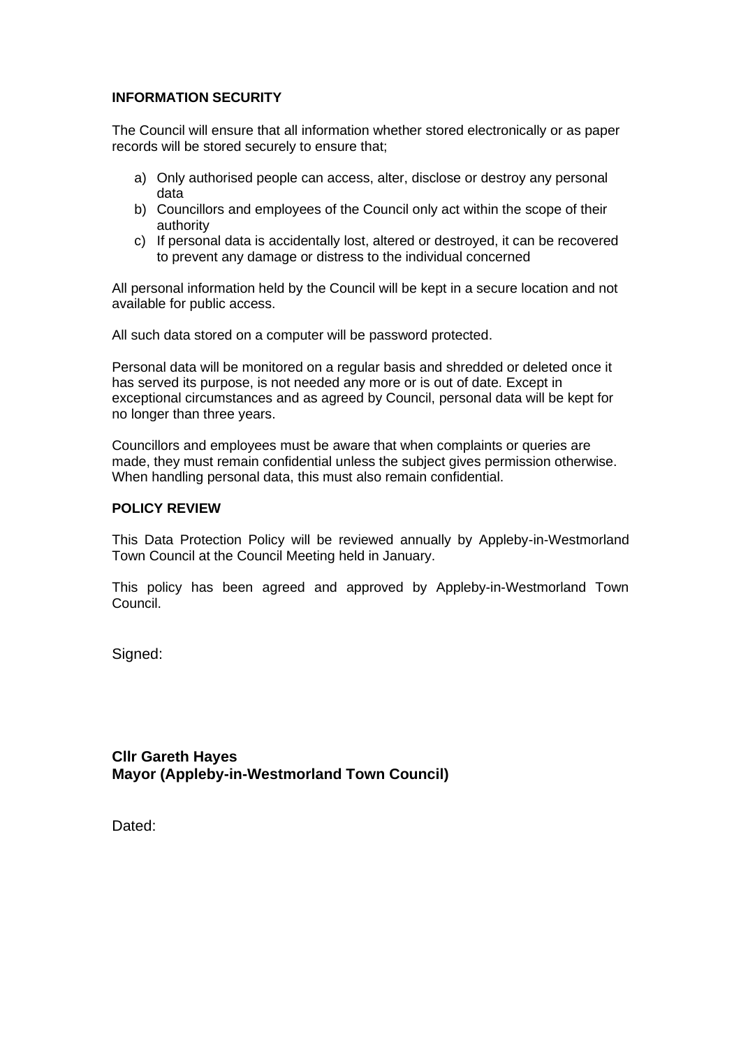## INFORMATION SECURITY

The Council will ensure that all information whether stored electronically or as paper records will be stored securely to ensure that;

a) Only authorised people can access, alter, disclose or destroy any personal data
b) Councillors and employees of the Council only act within the scope of their authority
c) If personal data is accidentally lost, altered or destroyed, it can be recovered to prevent any damage or distress to the individual concerned

All personal information held by the Council will be kept in a secure location and not available for public access.

All such data stored on a computer will be password protected.

Personal data will be monitored on a regular basis and shredded or deleted once it has served its purpose, is not needed any more or is out of date. Except in exceptional circumstances and as agreed by Council, personal data will be kept for no longer than three years.

Councillors and employees must be aware that when complaints or queries are made, they must remain confidential unless the subject gives permission otherwise. When handling personal data, this must also remain confidential.

## POLICY REVIEW

This Data Protection Policy will be reviewed annually by Appleby-in-Westmorland Town Council at the Council Meeting held in January.

This policy has been agreed and approved by Appleby-in-Westmorland Town Council.

Signed:

**Cllr Gareth Hayes**
**Mayor (Appleby-in-Westmorland Town Council)**

Dated: